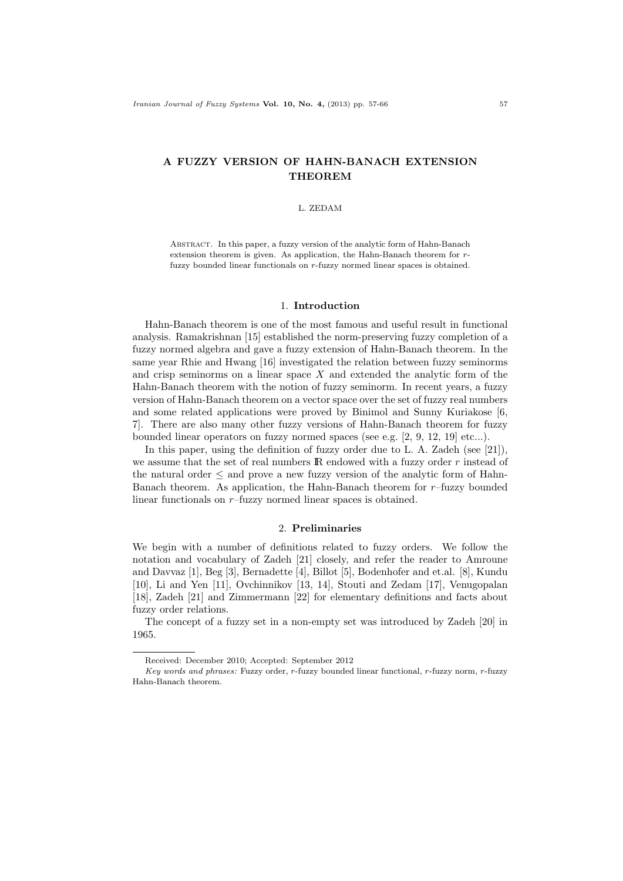# A FUZZY VERSION OF HAHN-BANACH EXTENSION THEOREM

L. ZEDAM

Abstract. In this paper, a fuzzy version of the analytic form of Hahn-Banach extension theorem is given. As application, the Hahn-Banach theorem for $r$-fuzzy bounded linear functionals on $r$-fuzzy normed linear spaces is obtained.

## 1. Introduction

Hahn-Banach theorem is one of the most famous and useful result in functional analysis. Ramakrishnan [15] established the norm-preserving fuzzy completion of a fuzzy normed algebra and gave a fuzzy extension of Hahn-Banach theorem. In the same year Rhie and Hwang [16] investigated the relation between fuzzy seminorms and crisp seminorms on a linear space $X$ and extended the analytic form of the Hahn-Banach theorem with the notion of fuzzy seminorm. In recent years, a fuzzy version of Hahn-Banach theorem on a vector space over the set of fuzzy real numbers and some related applications were proved by Binimol and Sunny Kuriakose [6, 7]. There are also many other fuzzy versions of Hahn-Banach theorem for fuzzy bounded linear operators on fuzzy normed spaces (see e.g. [2, 9, 12, 19] etc...).

In this paper, using the definition of fuzzy order due to L. A. Zadeh (see [21]), we assume that the set of real numbers $\mathbb{R}$ endowed with a fuzzy order $r$ instead of the natural order $\leq$ and prove a new fuzzy version of the analytic form of Hahn-Banach theorem. As application, the Hahn-Banach theorem for $r$–fuzzy bounded linear functionals on $r$–fuzzy normed linear spaces is obtained.

## 2. Preliminaries

We begin with a number of definitions related to fuzzy orders. We follow the notation and vocabulary of Zadeh [21] closely, and refer the reader to Amroune and Davvaz [1], Beg [3], Bernadette [4], Billot [5], Bodenhofer and et.al. [8], Kundu [10], Li and Yen [11], Ovchinnikov [13, 14], Stouti and Zedam [17], Venugopalan [18], Zadeh [21] and Zimmermann [22] for elementary definitions and facts about fuzzy order relations.

The concept of a fuzzy set in a non-empty set was introduced by Zadeh [20] in 1965.

Received: December 2010; Accepted: September 2012

*Key words and phrases:* Fuzzy order, $r$-fuzzy bounded linear functional, $r$-fuzzy norm, $r$-fuzzy Hahn-Banach theorem.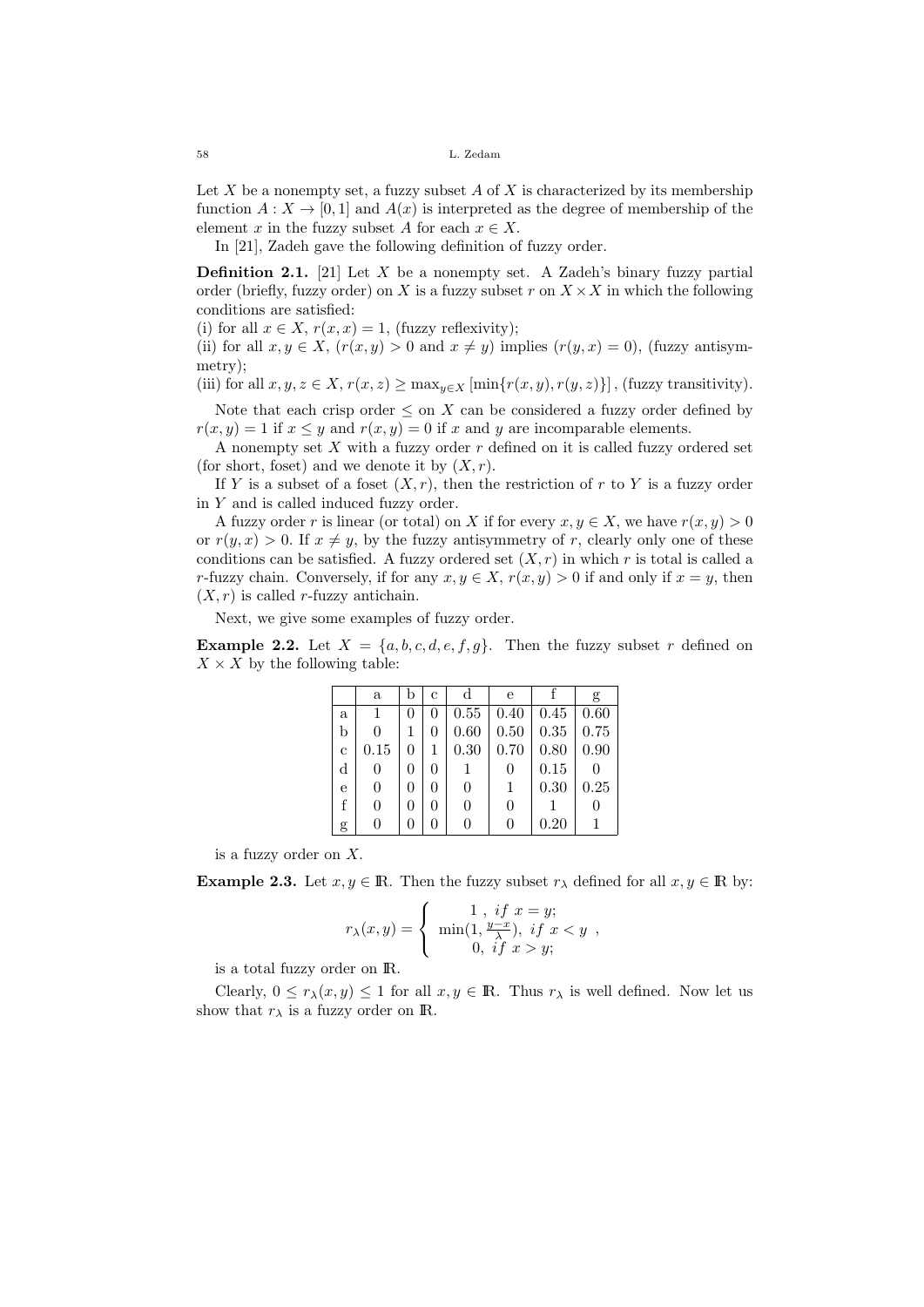Let $X$ be a nonempty set, a fuzzy subset $A$ of $X$ is characterized by its membership function $A : X \to [0, 1]$ and $A(x)$ is interpreted as the degree of membership of the element $x$ in the fuzzy subset $A$ for each $x \in X$.

In [21], Zadeh gave the following definition of fuzzy order.

**Definition 2.1.** [21] Let $X$ be a nonempty set. A Zadeh's binary fuzzy partial order (briefly, fuzzy order) on $X$ is a fuzzy subset $r$ on $X \times X$ in which the following conditions are satisfied:
(i) for all $x \in X$, $r(x, x) = 1$, (fuzzy reflexivity);
(ii) for all $x, y \in X$, $(r(x, y) > 0$ and $x \neq y)$ implies $(r(y, x) = 0)$, (fuzzy antisymmetry);
(iii) for all $x, y, z \in X$, $r(x, z) \geq \max_{y \in X} [\min\{r(x, y), r(y, z)\}]$, (fuzzy transitivity).

Note that each crisp order $\leq$ on $X$ can be considered a fuzzy order defined by $r(x, y) = 1$ if $x \leq y$ and $r(x, y) = 0$ if $x$ and $y$ are incomparable elements.

A nonempty set $X$ with a fuzzy order $r$ defined on it is called fuzzy ordered set (for short, foset) and we denote it by $(X, r)$.

If $Y$ is a subset of a foset $(X, r)$, then the restriction of $r$ to $Y$ is a fuzzy order in $Y$ and is called induced fuzzy order.

A fuzzy order $r$ is linear (or total) on $X$ if for every $x, y \in X$, we have $r(x, y) > 0$ or $r(y, x) > 0$. If $x \neq y$, by the fuzzy antisymmetry of $r$, clearly only one of these conditions can be satisfied. A fuzzy ordered set $(X, r)$ in which $r$ is total is called a $r$-fuzzy chain. Conversely, if for any $x, y \in X$, $r(x, y) > 0$ if and only if $x = y$, then $(X, r)$ is called $r$-fuzzy antichain.

Next, we give some examples of fuzzy order.

**Example 2.2.** Let $X = \{a, b, c, d, e, f, g\}$. Then the fuzzy subset $r$ defined on $X \times X$ by the following table:

| | a | b | c | d | e | f | g |
|---|---|---|---|---|---|---|---|
| a | 1 | 0 | 0 | 0.55 | 0.40 | 0.45 | 0.60 |
| b | 0 | 1 | 0 | 0.60 | 0.50 | 0.35 | 0.75 |
| c | 0.15 | 0 | 1 | 0.30 | 0.70 | 0.80 | 0.90 |
| d | 0 | 0 | 0 | 1 | 0 | 0.15 | 0 |
| e | 0 | 0 | 0 | 0 | 1 | 0.30 | 0.25 |
| f | 0 | 0 | 0 | 0 | 0 | 1 | 0 |
| g | 0 | 0 | 0 | 0 | 0 | 0.20 | 1 |

is a fuzzy order on $X$.

**Example 2.3.** Let $x, y \in \mathbb{R}$. Then the fuzzy subset $r_\lambda$ defined for all $x, y \in \mathbb{R}$ by:

$$r_\lambda(x, y) = \begin{cases} 1 \ , \ if \ x = y; \\ \min(1, \frac{y-x}{\lambda}), \ if \ x < y \\ 0, \ if \ x > y; \end{cases} ,$$

is a total fuzzy order on $\mathbb{R}$.

Clearly, $0 \leq r_\lambda(x, y) \leq 1$ for all $x, y \in \mathbb{R}$. Thus $r_\lambda$ is well defined. Now let us show that $r_\lambda$ is a fuzzy order on $\mathbb{R}$.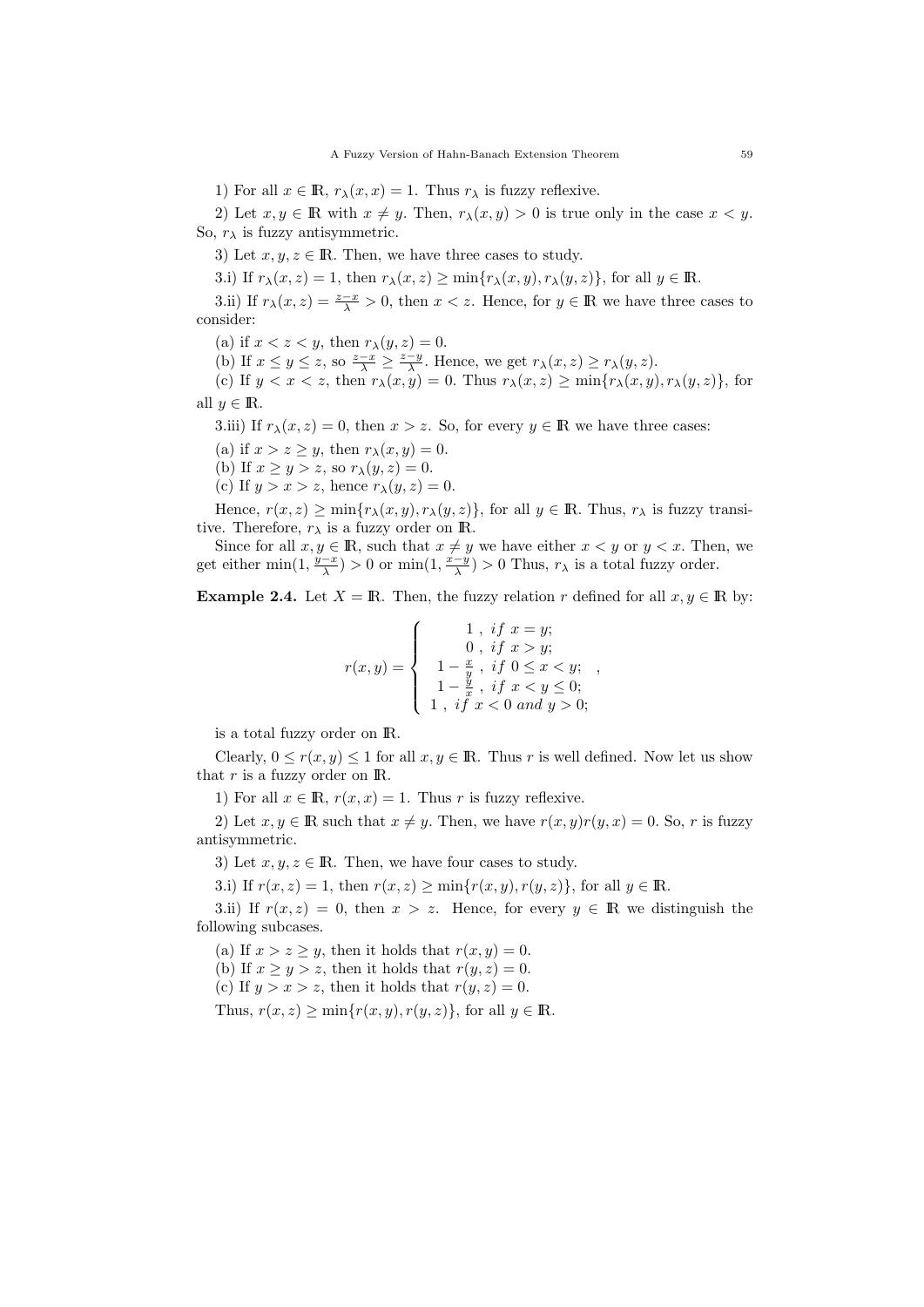1) For all $x \in \mathbb{R}$, $r_\lambda(x,x) = 1$. Thus $r_\lambda$ is fuzzy reflexive.

2) Let $x, y \in \mathbb{R}$ with $x \neq y$. Then, $r_\lambda(x,y) > 0$ is true only in the case $x < y$. So, $r_\lambda$ is fuzzy antisymmetric.

3) Let $x, y, z \in \mathbb{R}$. Then, we have three cases to study.

3.i) If $r_\lambda(x,z) = 1$, then $r_\lambda(x,z) \geq \min\{r_\lambda(x,y), r_\lambda(y,z)\}$, for all $y \in \mathbb{R}$.

3.ii) If $r_\lambda(x,z) = \frac{z-x}{\lambda} > 0$, then $x < z$. Hence, for $y \in \mathbb{R}$ we have three cases to consider:

(a) if $x < z < y$, then $r_\lambda(y,z) = 0$.

(b) If $x \leq y \leq z$, so $\frac{z-x}{\lambda} \geq \frac{z-y}{\lambda}$. Hence, we get $r_\lambda(x,z) \geq r_\lambda(y,z)$.

(c) If $y < x < z$, then $r_\lambda(x,y) = 0$. Thus $r_\lambda(x,z) \geq \min\{r_\lambda(x,y), r_\lambda(y,z)\}$, for all $y \in \mathbb{R}$.

3.iii) If $r_\lambda(x,z) = 0$, then $x > z$. So, for every $y \in \mathbb{R}$ we have three cases:

(a) if $x > z \geq y$, then $r_\lambda(x,y) = 0$.

(b) If $x \geq y > z$, so $r_\lambda(y,z) = 0$.

(c) If $y > x > z$, hence $r_\lambda(y,z) = 0$.

Hence, $r(x,z) \geq \min\{r_\lambda(x,y), r_\lambda(y,z)\}$, for all $y \in \mathbb{R}$. Thus, $r_\lambda$ is fuzzy transitive. Therefore, $r_\lambda$ is a fuzzy order on $\mathbb{R}$.

Since for all $x, y \in \mathbb{R}$, such that $x \neq y$ we have either $x < y$ or $y < x$. Then, we get either $\min(1, \frac{y-x}{\lambda}) > 0$ or $\min(1, \frac{x-y}{\lambda}) > 0$ Thus, $r_\lambda$ is a total fuzzy order.

**Example 2.4.** Let $X = \mathbb{R}$. Then, the fuzzy relation $r$ defined for all $x, y \in \mathbb{R}$ by:

$$r(x,y) = \begin{cases} 1\ ,\ if\ x = y; \\ 0\ ,\ if\ x > y; \\ 1 - \frac{x}{y}\ ,\ if\ 0 \leq x < y; \\ 1 - \frac{y}{x}\ ,\ if\ x < y \leq 0; \\ 1\ ,\ if\ x < 0\ and\ y > 0; \end{cases},$$

is a total fuzzy order on $\mathbb{R}$.

Clearly, $0 \leq r(x,y) \leq 1$ for all $x, y \in \mathbb{R}$. Thus $r$ is well defined. Now let us show that $r$ is a fuzzy order on $\mathbb{R}$.

1) For all $x \in \mathbb{R}$, $r(x,x) = 1$. Thus $r$ is fuzzy reflexive.

2) Let $x, y \in \mathbb{R}$ such that $x \neq y$. Then, we have $r(x,y)r(y,x) = 0$. So, $r$ is fuzzy antisymmetric.

3) Let $x, y, z \in \mathbb{R}$. Then, we have four cases to study.

3.i) If $r(x,z) = 1$, then $r(x,z) \geq \min\{r(x,y), r(y,z)\}$, for all $y \in \mathbb{R}$.

3.ii) If $r(x,z) = 0$, then $x > z$. Hence, for every $y \in \mathbb{R}$ we distinguish the following subcases.

(a) If $x > z \geq y$, then it holds that $r(x,y) = 0$.

(b) If $x \geq y > z$, then it holds that $r(y,z) = 0$.

(c) If $y > x > z$, then it holds that $r(y,z) = 0$.

Thus, $r(x,z) \geq \min\{r(x,y), r(y,z)\}$, for all $y \in \mathbb{R}$.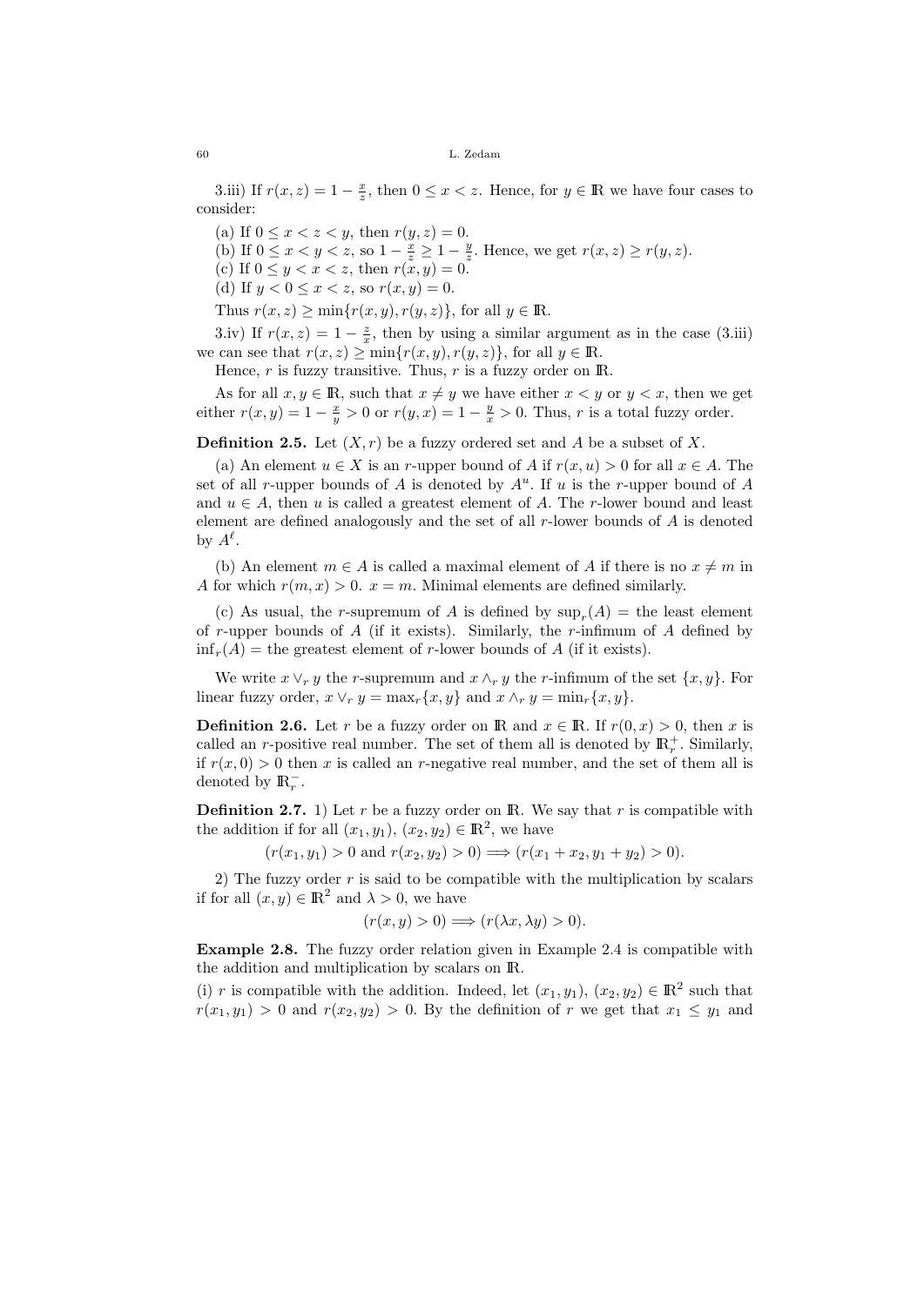3.iii) If $r(x,z) = 1 - \frac{x}{z}$, then $0 \leq x < z$. Hence, for $y \in \mathbb{R}$ we have four cases to consider:

(a) If $0 \leq x < z < y$, then $r(y,z) = 0$.
(b) If $0 \leq x < y < z$, so $1 - \frac{x}{z} \geq 1 - \frac{y}{z}$. Hence, we get $r(x,z) \geq r(y,z)$.
(c) If $0 \leq y < x < z$, then $r(x,y) = 0$.
(d) If $y < 0 \leq x < z$, so $r(x,y) = 0$.

Thus $r(x,z) \geq \min\{r(x,y), r(y,z)\}$, for all $y \in \mathbb{R}$.

3.iv) If $r(x,z) = 1 - \frac{z}{x}$, then by using a similar argument as in the case (3.iii) we can see that $r(x,z) \geq \min\{r(x,y), r(y,z)\}$, for all $y \in \mathbb{R}$.

Hence, $r$ is fuzzy transitive. Thus, $r$ is a fuzzy order on $\mathbb{R}$.

As for all $x, y \in \mathbb{R}$, such that $x \neq y$ we have either $x < y$ or $y < x$, then we get either $r(x,y) = 1 - \frac{x}{y} > 0$ or $r(y,x) = 1 - \frac{y}{x} > 0$. Thus, $r$ is a total fuzzy order.

**Definition 2.5.** Let $(X, r)$ be a fuzzy ordered set and $A$ be a subset of $X$.

(a) An element $u \in X$ is an $r$-upper bound of $A$ if $r(x,u) > 0$ for all $x \in A$. The set of all $r$-upper bounds of $A$ is denoted by $A^u$. If $u$ is the $r$-upper bound of $A$ and $u \in A$, then $u$ is called a greatest element of $A$. The $r$-lower bound and least element are defined analogously and the set of all $r$-lower bounds of $A$ is denoted by $A^\ell$.

(b) An element $m \in A$ is called a maximal element of $A$ if there is no $x \neq m$ in $A$ for which $r(m,x) > 0$. $x = m$. Minimal elements are defined similarly.

(c) As usual, the $r$-supremum of $A$ is defined by $\sup_r(A) =$ the least element of $r$-upper bounds of $A$ (if it exists). Similarly, the $r$-infimum of $A$ defined by $\inf_r(A) =$ the greatest element of $r$-lower bounds of $A$ (if it exists).

We write $x \vee_r y$ the $r$-supremum and $x \wedge_r y$ the $r$-infimum of the set $\{x, y\}$. For linear fuzzy order, $x \vee_r y = \max_r\{x, y\}$ and $x \wedge_r y = \min_r\{x, y\}$.

**Definition 2.6.** Let $r$ be a fuzzy order on $\mathbb{R}$ and $x \in \mathbb{R}$. If $r(0,x) > 0$, then $x$ is called an $r$-positive real number. The set of them all is denoted by $\mathbb{R}_r^+$. Similarly, if $r(x,0) > 0$ then $x$ is called an $r$-negative real number, and the set of them all is denoted by $\mathbb{R}_r^-$.

**Definition 2.7.** 1) Let $r$ be a fuzzy order on $\mathbb{R}$. We say that $r$ is compatible with the addition if for all $(x_1, y_1)$, $(x_2, y_2) \in \mathbb{R}^2$, we have

$$(r(x_1, y_1) > 0 \text{ and } r(x_2, y_2) > 0) \Longrightarrow (r(x_1 + x_2, y_1 + y_2) > 0).$$

2) The fuzzy order $r$ is said to be compatible with the multiplication by scalars if for all $(x, y) \in \mathbb{R}^2$ and $\lambda > 0$, we have

$$(r(x,y) > 0) \Longrightarrow (r(\lambda x, \lambda y) > 0).$$

**Example 2.8.** The fuzzy order relation given in Example 2.4 is compatible with the addition and multiplication by scalars on $\mathbb{R}$.

(i) $r$ is compatible with the addition. Indeed, let $(x_1, y_1)$, $(x_2, y_2) \in \mathbb{R}^2$ such that $r(x_1, y_1) > 0$ and $r(x_2, y_2) > 0$. By the definition of $r$ we get that $x_1 \leq y_1$ and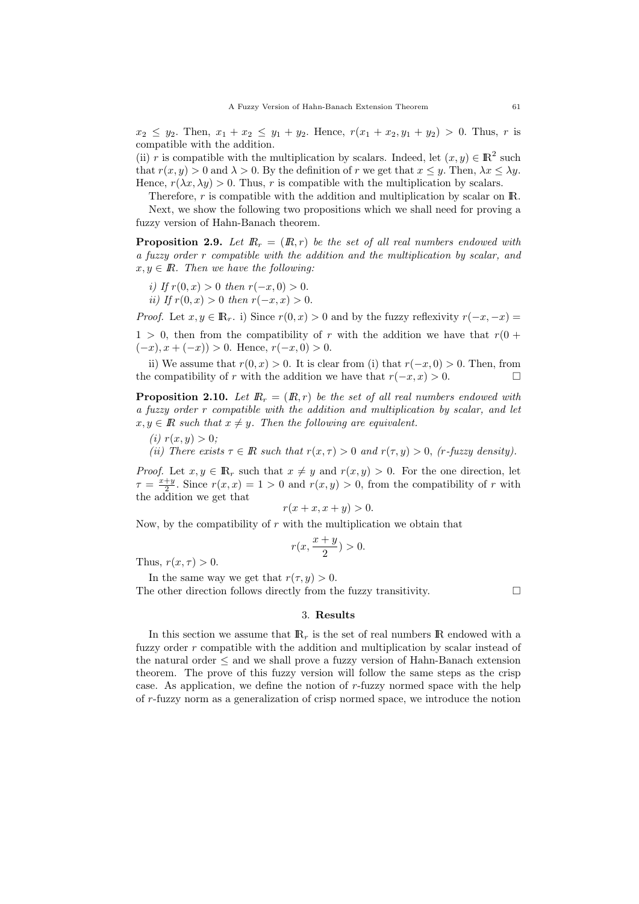$x_2 \leq y_2$. Then, $x_1 + x_2 \leq y_1 + y_2$. Hence, $r(x_1 + x_2, y_1 + y_2) > 0$. Thus, $r$ is compatible with the addition.

(ii) $r$ is compatible with the multiplication by scalars. Indeed, let $(x, y) \in \mathbb{R}^2$ such that $r(x, y) > 0$ and $\lambda > 0$. By the definition of $r$ we get that $x \leq y$. Then, $\lambda x \leq \lambda y$. Hence, $r(\lambda x, \lambda y) > 0$. Thus, $r$ is compatible with the multiplication by scalars.

Therefore, $r$ is compatible with the addition and multiplication by scalar on $\mathbb{R}$.

Next, we show the following two propositions which we shall need for proving a fuzzy version of Hahn-Banach theorem.

**Proposition 2.9.** *Let $\mathbb{R}_r = (\mathbb{R}, r)$ be the set of all real numbers endowed with a fuzzy order $r$ compatible with the addition and the multiplication by scalar, and $x, y \in \mathbb{R}$. Then we have the following:*

*i) If $r(0, x) > 0$ then $r(-x, 0) > 0$.*

*ii) If $r(0, x) > 0$ then $r(-x, x) > 0$.*

*Proof.* Let $x, y \in \mathbb{R}_r$. i) Since $r(0, x) > 0$ and by the fuzzy reflexivity $r(-x, -x) = 1 > 0$, then from the compatibility of $r$ with the addition we have that $r(0 + (-x), x + (-x)) > 0$. Hence, $r(-x, 0) > 0$.

ii) We assume that $r(0, x) > 0$. It is clear from (i) that $r(-x, 0) > 0$. Then, from the compatibility of $r$ with the addition we have that $r(-x, x) > 0$. □

**Proposition 2.10.** *Let $\mathbb{R}_r = (\mathbb{R}, r)$ be the set of all real numbers endowed with a fuzzy order $r$ compatible with the addition and multiplication by scalar, and let $x, y \in \mathbb{R}$ such that $x \neq y$. Then the following are equivalent.*

*(i) $r(x, y) > 0$;*

*(ii) There exists $\tau \in \mathbb{R}$ such that $r(x, \tau) > 0$ and $r(\tau, y) > 0$, ($r$-fuzzy density).*

*Proof.* Let $x, y \in \mathbb{R}_r$ such that $x \neq y$ and $r(x, y) > 0$. For the one direction, let $\tau = \frac{x+y}{2}$. Since $r(x, x) = 1 > 0$ and $r(x, y) > 0$, from the compatibility of $r$ with the addition we get that

$$r(x + x, x + y) > 0.$$

Now, by the compatibility of $r$ with the multiplication we obtain that

$$r(x, \frac{x + y}{2}) > 0.$$

Thus, $r(x, \tau) > 0$.

In the same way we get that $r(\tau, y) > 0$.

The other direction follows directly from the fuzzy transitivity. □

## 3. Results

In this section we assume that $\mathbb{R}_r$ is the set of real numbers $\mathbb{R}$ endowed with a fuzzy order $r$ compatible with the addition and multiplication by scalar instead of the natural order $\leq$ and we shall prove a fuzzy version of Hahn-Banach extension theorem. The prove of this fuzzy version will follow the same steps as the crisp case. As application, we define the notion of $r$-fuzzy normed space with the help of $r$-fuzzy norm as a generalization of crisp normed space, we introduce the notion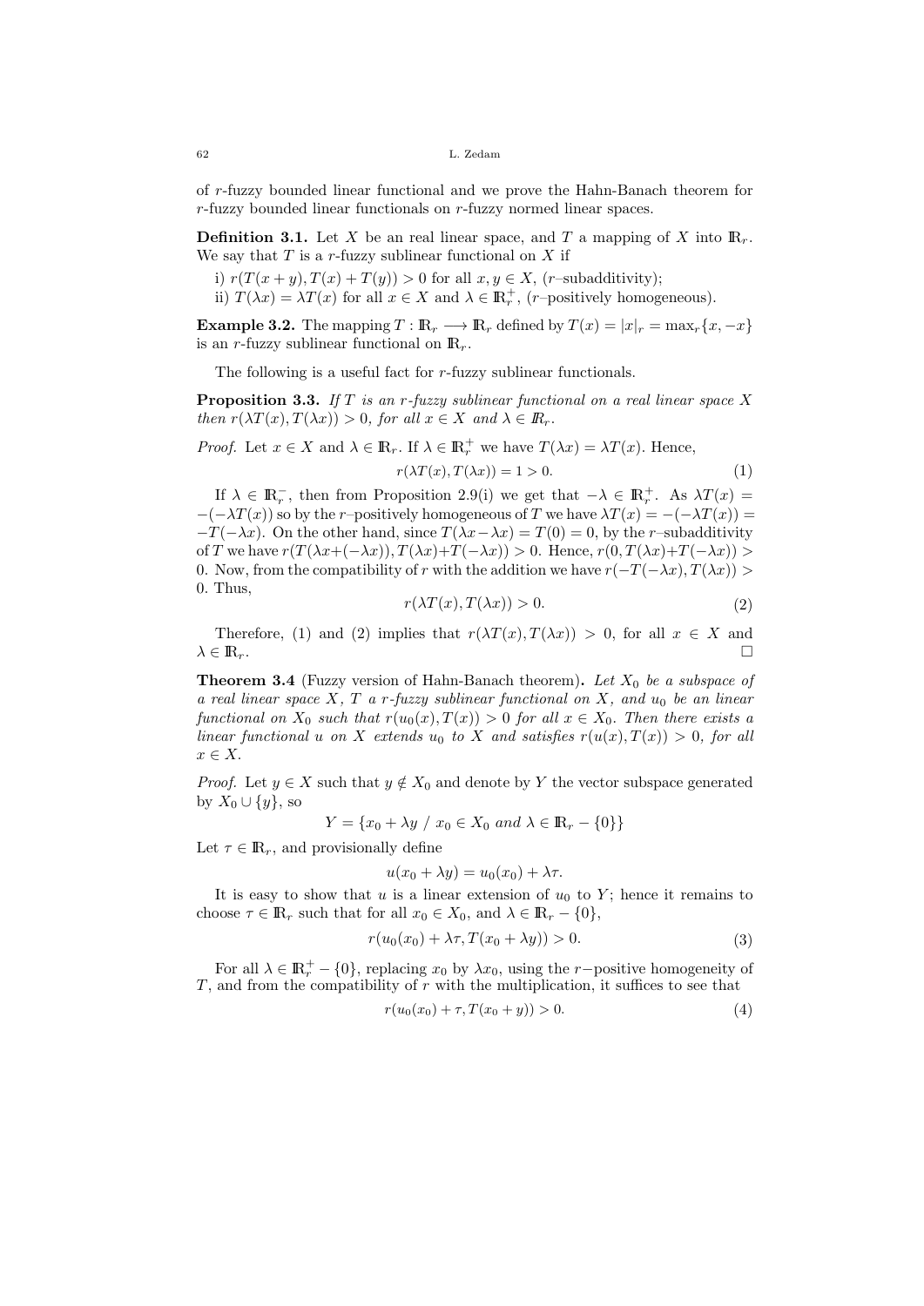of $r$-fuzzy bounded linear functional and we prove the Hahn-Banach theorem for $r$-fuzzy bounded linear functionals on $r$-fuzzy normed linear spaces.

**Definition 3.1.** Let $X$ be an real linear space, and $T$ a mapping of $X$ into $\mathbb{R}_r$. We say that $T$ is a $r$-fuzzy sublinear functional on $X$ if

i) $r(T(x+y), T(x)+T(y)) > 0$ for all $x, y \in X$, ($r$–subadditivity);
ii) $T(\lambda x) = \lambda T(x)$ for all $x \in X$ and $\lambda \in \mathbb{R}_r^+$, ($r$–positively homogeneous).

**Example 3.2.** The mapping $T : \mathbb{R}_r \longrightarrow \mathbb{R}_r$ defined by $T(x) = |x|_r = \max_r\{x, -x\}$ is an $r$-fuzzy sublinear functional on $\mathbb{R}_r$.

The following is a useful fact for $r$-fuzzy sublinear functionals.

**Proposition 3.3.** *If $T$ is an $r$-fuzzy sublinear functional on a real linear space $X$ then $r(\lambda T(x), T(\lambda x)) > 0$, for all $x \in X$ and $\lambda \in \mathbb{R}_r$.*

*Proof.* Let $x \in X$ and $\lambda \in \mathbb{R}_r$. If $\lambda \in \mathbb{R}_r^+$ we have $T(\lambda x) = \lambda T(x)$. Hence,

$$r(\lambda T(x), T(\lambda x)) = 1 > 0. \tag{1}$$

If $\lambda \in \mathbb{R}_r^-$, then from Proposition 2.9(i) we get that $-\lambda \in \mathbb{R}_r^+$. As $\lambda T(x) = -(-\lambda T(x))$ so by the $r$–positively homogeneous of $T$ we have $\lambda T(x) = -(-\lambda T(x)) = -T(-\lambda x)$. On the other hand, since $T(\lambda x - \lambda x) = T(0) = 0$, by the $r$–subadditivity of $T$ we have $r(T(\lambda x + (-\lambda x)), T(\lambda x) + T(-\lambda x)) > 0$. Hence, $r(0, T(\lambda x) + T(-\lambda x)) > 0$. Now, from the compatibility of $r$ with the addition we have $r(-T(-\lambda x), T(\lambda x)) > 0$. Thus,

$$r(\lambda T(x), T(\lambda x)) > 0. \tag{2}$$

Therefore, (1) and (2) implies that $r(\lambda T(x), T(\lambda x)) > 0$, for all $x \in X$ and $\lambda \in \mathbb{R}_r$. $\square$

**Theorem 3.4** (Fuzzy version of Hahn-Banach theorem)**.** *Let $X_0$ be a subspace of a real linear space $X$, $T$ a $r$-fuzzy sublinear functional on $X$, and $u_0$ be an linear functional on $X_0$ such that $r(u_0(x), T(x)) > 0$ for all $x \in X_0$. Then there exists a linear functional $u$ on $X$ extends $u_0$ to $X$ and satisfies $r(u(x), T(x)) > 0$, for all $x \in X$.*

*Proof.* Let $y \in X$ such that $y \notin X_0$ and denote by $Y$ the vector subspace generated by $X_0 \cup \{y\}$, so

$$Y = \{x_0 + \lambda y \ / \ x_0 \in X_0 \ \textit{and} \ \lambda \in \mathbb{R}_r - \{0\}\}$$

Let $\tau \in \mathbb{R}_r$, and provisionally define

$$u(x_0 + \lambda y) = u_0(x_0) + \lambda\tau.$$

It is easy to show that $u$ is a linear extension of $u_0$ to $Y$; hence it remains to choose $\tau \in \mathbb{R}_r$ such that for all $x_0 \in X_0$, and $\lambda \in \mathbb{R}_r - \{0\}$,

$$r(u_0(x_0) + \lambda\tau, T(x_0 + \lambda y)) > 0. \tag{3}$$

For all $\lambda \in \mathbb{R}_r^+ - \{0\}$, replacing $x_0$ by $\lambda x_0$, using the $r$−positive homogeneity of $T$, and from the compatibility of $r$ with the multiplication, it suffices to see that

$$r(u_0(x_0) + \tau, T(x_0 + y)) > 0. \tag{4}$$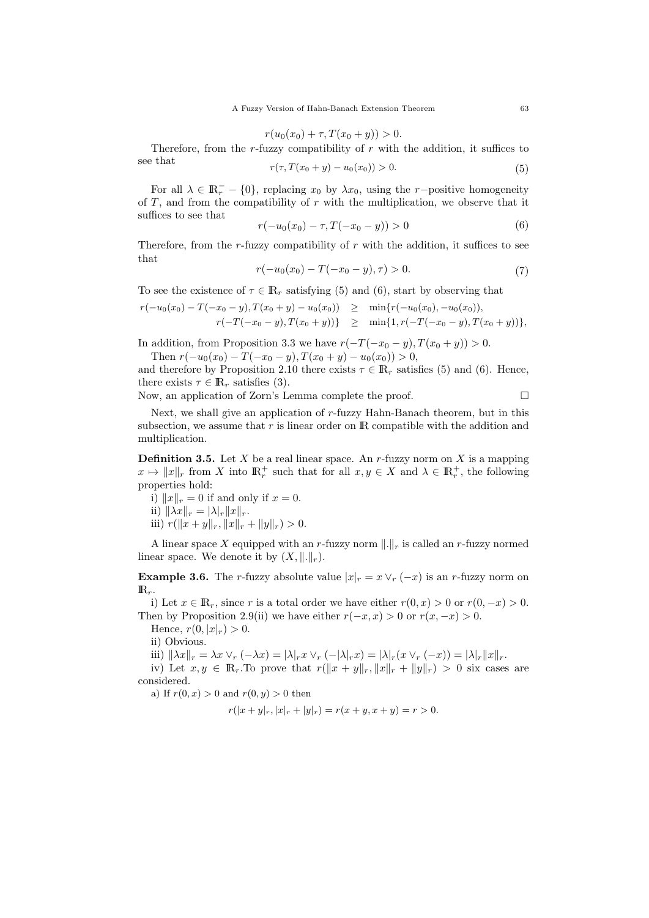$$r(u_0(x_0)+\tau, T(x_0+y)) > 0.$$

Therefore, from the $r$-fuzzy compatibility of $r$ with the addition, it suffices to see that

$$r(\tau, T(x_0+y)-u_0(x_0)) > 0. \tag{5}$$

For all $\lambda \in \mathbb{R}_r^- - \{0\}$, replacing $x_0$ by $\lambda x_0$, using the $r-$positive homogeneity of $T$, and from the compatibility of $r$ with the multiplication, we observe that it suffices to see that

$$r(-u_0(x_0)-\tau, T(-x_0-y)) > 0 \tag{6}$$

Therefore, from the $r$-fuzzy compatibility of $r$ with the addition, it suffices to see that

$$r(-u_0(x_0)-T(-x_0-y), \tau) > 0. \tag{7}$$

To see the existence of $\tau \in \mathbb{R}_r$ satisfying (5) and (6), start by observing that

$$\begin{aligned} r(-u_0(x_0)-T(-x_0-y), T(x_0+y)-u_0(x_0)) &\geq \min\{r(-u_0(x_0), -u_0(x_0)), \\ r(-T(-x_0-y), T(x_0+y))\} &\geq \min\{1, r(-T(-x_0-y), T(x_0+y))\}, \end{aligned}$$

In addition, from Proposition 3.3 we have $r(-T(-x_0-y), T(x_0+y)) > 0$.

Then $r(-u_0(x_0)-T(-x_0-y), T(x_0+y)-u_0(x_0)) > 0$,
and therefore by Proposition 2.10 there exists $\tau \in \mathbb{R}_r$ satisfies (5) and (6). Hence, there exists $\tau \in \mathbb{R}_r$ satisfies (3).
Now, an application of Zorn's Lemma complete the proof. $\square$

Next, we shall give an application of $r$-fuzzy Hahn-Banach theorem, but in this subsection, we assume that $r$ is linear order on $\mathbb{R}$ compatible with the addition and multiplication.

**Definition 3.5.** Let $X$ be a real linear space. An $r$-fuzzy norm on $X$ is a mapping $x \mapsto \|x\|_r$ from $X$ into $\mathbb{R}_r^+$ such that for all $x, y \in X$ and $\lambda \in \mathbb{R}_r^+$, the following properties hold:

i) $\|x\|_r = 0$ if and only if $x = 0$.

ii) $\|\lambda x\|_r = |\lambda|_r \|x\|_r$.

iii) $r(\|x+y\|_r, \|x\|_r + \|y\|_r) > 0$.

A linear space $X$ equipped with an $r$-fuzzy norm $\|.\|_r$ is called an $r$-fuzzy normed linear space. We denote it by $(X, \|.\|_r)$.

**Example 3.6.** The $r$-fuzzy absolute value $|x|_r = x \vee_r (-x)$ is an $r$-fuzzy norm on $\mathbb{R}_r$.

i) Let $x \in \mathbb{R}_r$, since $r$ is a total order we have either $r(0,x) > 0$ or $r(0,-x) > 0$. Then by Proposition 2.9(ii) we have either $r(-x,x) > 0$ or $r(x,-x) > 0$.

Hence, $r(0, |x|_r) > 0$.

ii) Obvious.

iii) $\|\lambda x\|_r = \lambda x \vee_r (-\lambda x) = |\lambda|_r x \vee_r (-|\lambda|_r x) = |\lambda|_r (x \vee_r (-x)) = |\lambda|_r \|x\|_r$.

iv) Let $x, y \in \mathbb{R}_r$. To prove that $r(\|x+y\|_r, \|x\|_r + \|y\|_r) > 0$ six cases are considered.

a) If $r(0,x) > 0$ and $r(0,y) > 0$ then

$$r(|x+y|_r, |x|_r + |y|_r) = r(x+y, x+y) = r > 0.$$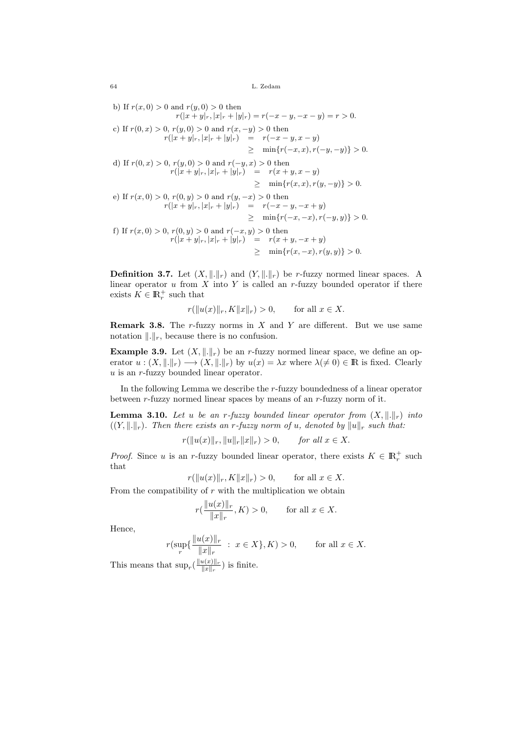b) If $r(x, 0) > 0$ and $r(y, 0) > 0$ then

$$r(|x + y|_r, |x|_r + |y|_r) = r(-x - y, -x - y) = r > 0.$$

c) If $r(0, x) > 0$, $r(y, 0) > 0$ and $r(x, -y) > 0$ then

$$\begin{aligned} r(|x + y|_r, |x|_r + |y|_r) &= r(-x - y, x - y) \\ &\geq \min\{r(-x, x), r(-y, -y)\} > 0. \end{aligned}$$

d) If $r(0, x) > 0$, $r(y, 0) > 0$ and $r(-y, x) > 0$ then

$$\begin{aligned} r(|x + y|_r, |x|_r + |y|_r) &= r(x + y, x - y) \\ &\geq \min\{r(x, x), r(y, -y)\} > 0. \end{aligned}$$

e) If $r(x, 0) > 0$, $r(0, y) > 0$ and $r(y, -x) > 0$ then

$$\begin{aligned} r(|x + y|_r, |x|_r + |y|_r) &= r(-x - y, -x + y) \\ &\geq \min\{r(-x, -x), r(-y, y)\} > 0. \end{aligned}$$

f) If $r(x, 0) > 0$, $r(0, y) > 0$ and $r(-x, y) > 0$ then

$$\begin{aligned} r(|x + y|_r, |x|_r + |y|_r) &= r(x + y, -x + y) \\ &\geq \min\{r(x, -x), r(y, y)\} > 0. \end{aligned}$$

**Definition 3.7.** Let $(X, \|.\|_r)$ and $(Y, \|.\|_r)$ be $r$-fuzzy normed linear spaces. A linear operator $u$ from $X$ into $Y$ is called an $r$-fuzzy bounded operator if there exists $K \in \mathbb{R}_r^+$ such that

$$r(\|u(x)\|_r, K\|x\|_r) > 0, \qquad \text{for all } x \in X.$$

**Remark 3.8.** The $r$-fuzzy norms in $X$ and $Y$ are different. But we use same notation $\|.\|_r$, because there is no confusion.

**Example 3.9.** Let $(X, \|.\|_r)$ be an $r$-fuzzy normed linear space, we define an operator $u : (X, \|.\|_r) \longrightarrow (X, \|.\|_r)$ by $u(x) = \lambda x$ where $\lambda(\neq 0) \in \mathbb{R}$ is fixed. Clearly $u$ is an $r$-fuzzy bounded linear operator.

In the following Lemma we describe the $r$-fuzzy boundedness of a linear operator between $r$-fuzzy normed linear spaces by means of an $r$-fuzzy norm of it.

**Lemma 3.10.** *Let $u$ be an $r$-fuzzy bounded linear operator from $(X, \|.\|_r)$ into $((Y, \|.\|_r)$. Then there exists an $r$-fuzzy norm of $u$, denoted by $\|u\|_r$ such that:*

$$r(\|u(x)\|_r, \|u\|_r\|x\|_r) > 0, \qquad \textit{for all } x \in X.$$

*Proof.* Since $u$ is an $r$-fuzzy bounded linear operator, there exists $K \in \mathbb{R}_r^+$ such that

$$r(\|u(x)\|_r, K\|x\|_r) > 0, \qquad \text{for all } x \in X.$$

From the compatibility of $r$ with the multiplication we obtain

$$r(\frac{\|u(x)\|_r}{\|x\|_r}, K) > 0, \qquad \text{for all } x \in X.$$

Hence,

$$r(\sup_r\{\frac{\|u(x)\|_r}{\|x\|_r} \ : \ x \in X\}, K) > 0, \qquad \text{for all } x \in X.$$

This means that $\sup_r(\frac{\|u(x)\|_r}{\|x\|_r})$ is finite.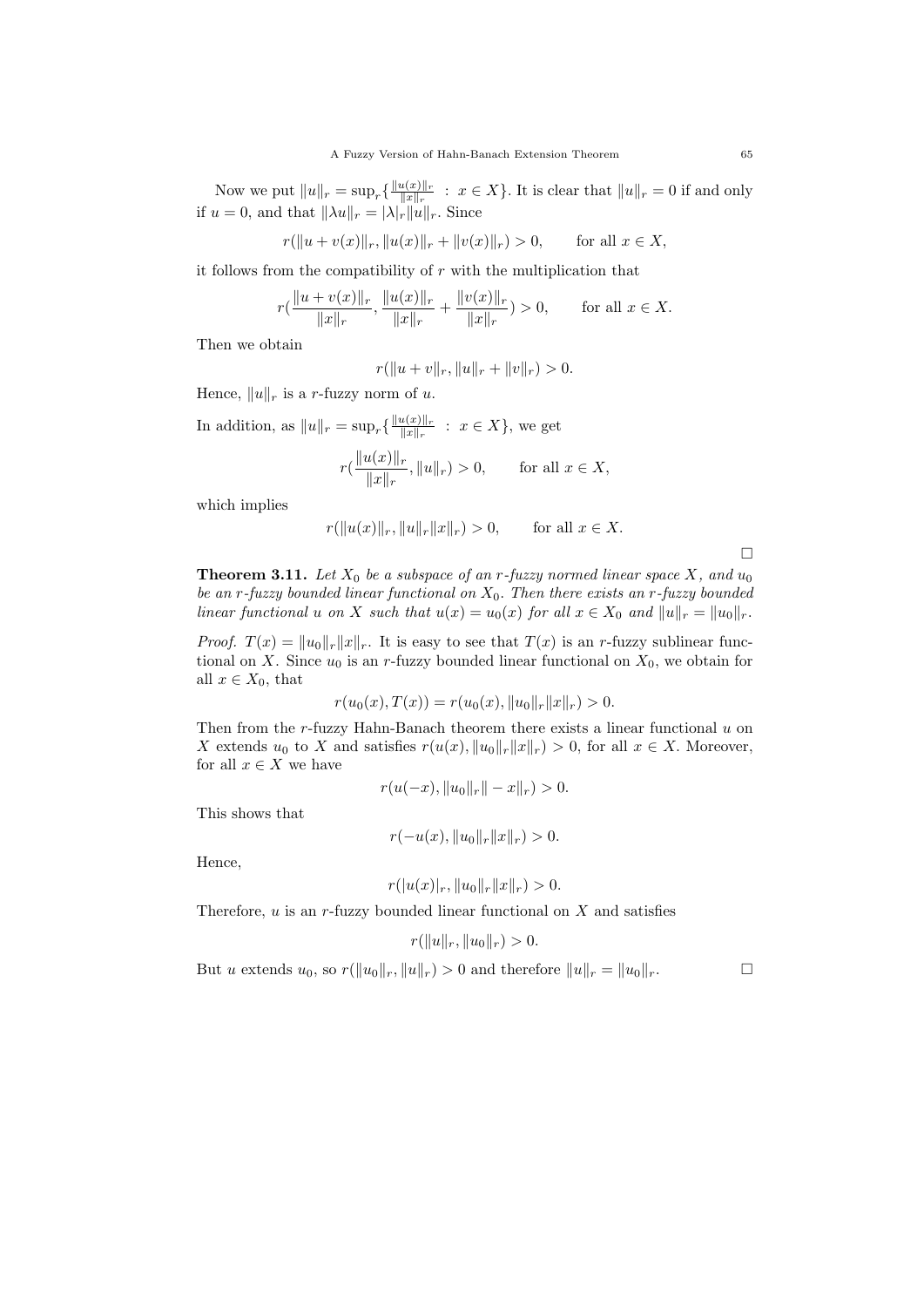Now we put $\|u\|_r = \sup_r\{\frac{\|u(x)\|_r}{\|x\|_r} \ : \ x \in X\}$. It is clear that $\|u\|_r = 0$ if and only if $u = 0$, and that $\|\lambda u\|_r = |\lambda|_r \|u\|_r$. Since

$$r(\|u + v(x)\|_r, \|u(x)\|_r + \|v(x)\|_r) > 0, \qquad \text{for all } x \in X,$$

it follows from the compatibility of $r$ with the multiplication that

$$r(\frac{\|u + v(x)\|_r}{\|x\|_r}, \frac{\|u(x)\|_r}{\|x\|_r} + \frac{\|v(x)\|_r}{\|x\|_r}) > 0, \qquad \text{for all } x \in X.$$

Then we obtain

$$r(\|u + v\|_r, \|u\|_r + \|v\|_r) > 0.$$

Hence, $\|u\|_r$ is a $r$-fuzzy norm of $u$.

In addition, as $\|u\|_r = \sup_r\{\frac{\|u(x)\|_r}{\|x\|_r} \ : \ x \in X\}$, we get

$$r(\frac{\|u(x)\|_r}{\|x\|_r}, \|u\|_r) > 0, \qquad \text{for all } x \in X,$$

which implies

$$r(\|u(x)\|_r, \|u\|_r \|x\|_r) > 0, \qquad \text{for all } x \in X.$$

□

**Theorem 3.11.** *Let $X_0$ be a subspace of an $r$-fuzzy normed linear space $X$, and $u_0$ be an $r$-fuzzy bounded linear functional on $X_0$. Then there exists an $r$-fuzzy bounded linear functional $u$ on $X$ such that $u(x) = u_0(x)$ for all $x \in X_0$ and $\|u\|_r = \|u_0\|_r$.*

*Proof.* $T(x) = \|u_0\|_r \|x\|_r$. It is easy to see that $T(x)$ is an $r$-fuzzy sublinear functional on $X$. Since $u_0$ is an $r$-fuzzy bounded linear functional on $X_0$, we obtain for all $x \in X_0$, that

$$r(u_0(x), T(x)) = r(u_0(x), \|u_0\|_r \|x\|_r) > 0.$$

Then from the $r$-fuzzy Hahn-Banach theorem there exists a linear functional $u$ on $X$ extends $u_0$ to $X$ and satisfies $r(u(x), \|u_0\|_r \|x\|_r) > 0$, for all $x \in X$. Moreover, for all $x \in X$ we have

$$r(u(-x), \|u_0\|_r \| - x\|_r) > 0.$$

This shows that

$$r(-u(x), \|u_0\|_r \|x\|_r) > 0.$$

Hence,

$$r(|u(x)|_r, \|u_0\|_r \|x\|_r) > 0.$$

Therefore, $u$ is an $r$-fuzzy bounded linear functional on $X$ and satisfies

$$r(\|u\|_r, \|u_0\|_r) > 0.$$

But $u$ extends $u_0$, so $r(\|u_0\|_r, \|u\|_r) > 0$ and therefore $\|u\|_r = \|u_0\|_r$. □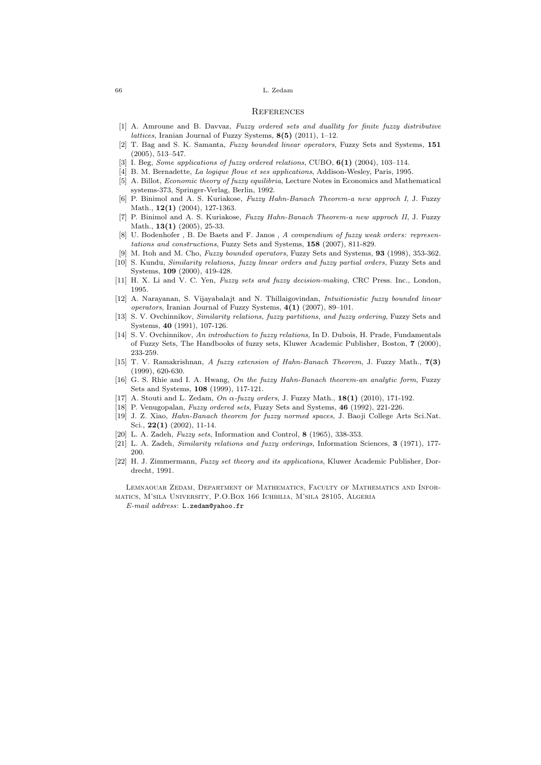## References

[1] A. Amroune and B. Davvaz, *Fuzzy ordered sets and duallity for finite fuzzy distributive lattices*, Iranian Journal of Fuzzy Systems, **8(5)** (2011), 1–12.

[2] T. Bag and S. K. Samanta, *Fuzzy bounded linear operators*, Fuzzy Sets and Systems, **151** (2005), 513–547.

[3] I. Beg, *Some applications of fuzzy ordered relations*, CUBO, **6(1)** (2004), 103–114.

[4] B. M. Bernadette, *La logique floue et ses applications*, Addison-Wesley, Paris, 1995.

[5] A. Billot, *Economic theory of fuzzy equilibria*, Lecture Notes in Economics and Mathematical systems-373, Springer-Verlag, Berlin, 1992.

[6] P. Binimol and A. S. Kuriakose, *Fuzzy Hahn-Banach Theorem-a new approch I*, J. Fuzzy Math., **12(1)** (2004), 127-1363.

[7] P. Binimol and A. S. Kuriakose, *Fuzzy Hahn-Banach Theorem-a new approch II*, J. Fuzzy Math., **13(1)** (2005), 25-33.

[8] U. Bodenhofer , B. De Baets and F. Janos , *A compendium of fuzzy weak orders: representations and constructions*, Fuzzy Sets and Systems, **158** (2007), 811-829.

[9] M. Itoh and M. Cho, *Fuzzy bounded operators*, Fuzzy Sets and Systems, **93** (1998), 353-362.

[10] S. Kundu, *Similarity relations, fuzzy linear orders and fuzzy partial orders*, Fuzzy Sets and Systems, **109** (2000), 419-428.

[11] H. X. Li and V. C. Yen, *Fuzzy sets and fuzzy decision-making*, CRC Press. Inc., London, 1995.

[12] A. Narayanan, S. Vijayabalajt and N. Thillaigovindan, *Intuitionistic fuzzy bounded linear operators*, Iranian Journal of Fuzzy Systems, **4(1)** (2007), 89–101.

[13] S. V. Ovchinnikov, *Similarity relations, fuzzy partitions, and fuzzy ordering*, Fuzzy Sets and Systems, **40** (1991), 107-126.

[14] S. V. Ovchinnikov, *An introduction to fuzzy relations*, In D. Dubois, H. Prade, Fundamentals of Fuzzy Sets, The Handbooks of fuzzy sets, Kluwer Academic Publisher, Boston, **7** (2000), 233-259.

[15] T. V. Ramakrishnan, *A fuzzy extension of Hahn-Banach Theorem*, J. Fuzzy Math., **7(3)** (1999), 620-630.

[16] G. S. Rhie and I. A. Hwang, *On the fuzzy Hahn-Banach theorem-an analytic form*, Fuzzy Sets and Systems, **108** (1999), 117-121.

[17] A. Stouti and L. Zedam, *On $\alpha$-fuzzy orders*, J. Fuzzy Math., **18(1)** (2010), 171-192.

[18] P. Venugopalan, *Fuzzy ordered sets*, Fuzzy Sets and Systems, **46** (1992), 221-226.

[19] J. Z. Xiao, *Hahn-Banach theorem for fuzzy normed spaces*, J. Baoji College Arts Sci.Nat. Sci., **22(1)** (2002), 11-14.

[20] L. A. Zadeh, *Fuzzy sets*, Information and Control, **8** (1965), 338-353.

[21] L. A. Zadeh, *Similarity relations and fuzzy orderings*, Information Sciences, **3** (1971), 177-200.

[22] H. J. Zimmermann, *Fuzzy set theory and its applications*, Kluwer Academic Publisher, Dordrecht, 1991.

Lemnaouar Zedam, Department of Mathematics, Faculty of Mathematics and Informatics, M'sila University, P.O.Box 166 Ichbilia, M'sila 28105, Algeria

*E-mail address*: L.zedam@yahoo.fr